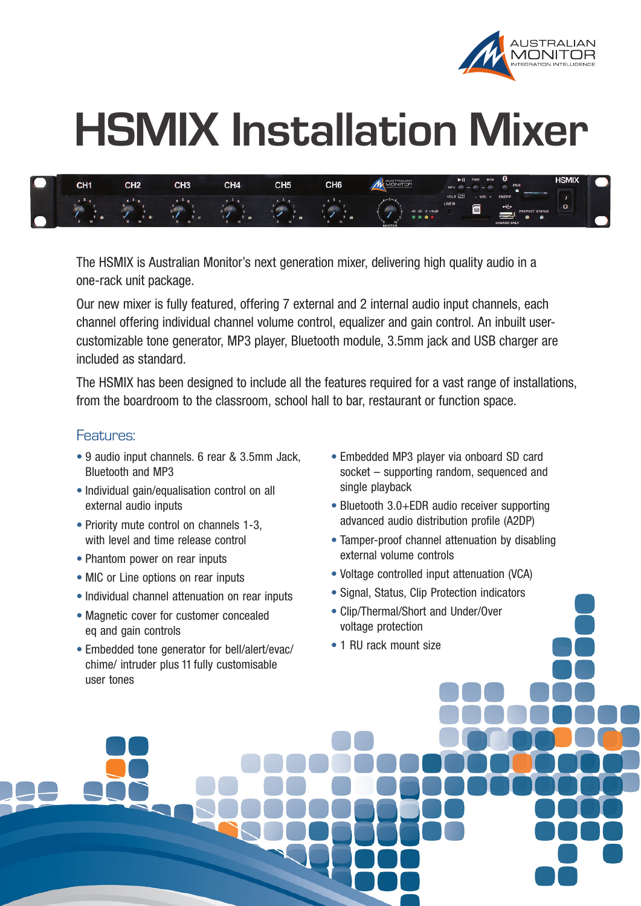# HSMIX Installation Mixer

The HSMIX is Australian Monitor's next generation mixer, delivering high quality audio in a one-rack unit package.

Our new mixer is fully featured, offering 7 external and 2 internal audio input channels, each channel offering individual channel volume control, equalizer and gain control. An inbuilt user-customizable tone generator, MP3 player, Bluetooth module, 3.5mm jack and USB charger are included as standard.

The HSMIX has been designed to include all the features required for a vast range of installations, from the boardroom to the classroom, school hall to bar, restaurant or function space.

## Features:

- 9 audio input channels. 6 rear & 3.5mm Jack, Bluetooth and MP3
- Individual gain/equalisation control on all external audio inputs
- Priority mute control on channels 1-3, with level and time release control
- Phantom power on rear inputs
- MIC or Line options on rear inputs
- Individual channel attenuation on rear inputs
- Magnetic cover for customer concealed eq and gain controls
- Embedded tone generator for bell/alert/evac/ chime/ intruder plus 11 fully customisable user tones
- Embedded MP3 player via onboard SD card socket – supporting random, sequenced and single playback
- Bluetooth 3.0+EDR audio receiver supporting advanced audio distribution profile (A2DP)
- Tamper-proof channel attenuation by disabling external volume controls
- Voltage controlled input attenuation (VCA)
- Signal, Status, Clip Protection indicators
- Clip/Thermal/Short and Under/Over voltage protection
- 1 RU rack mount size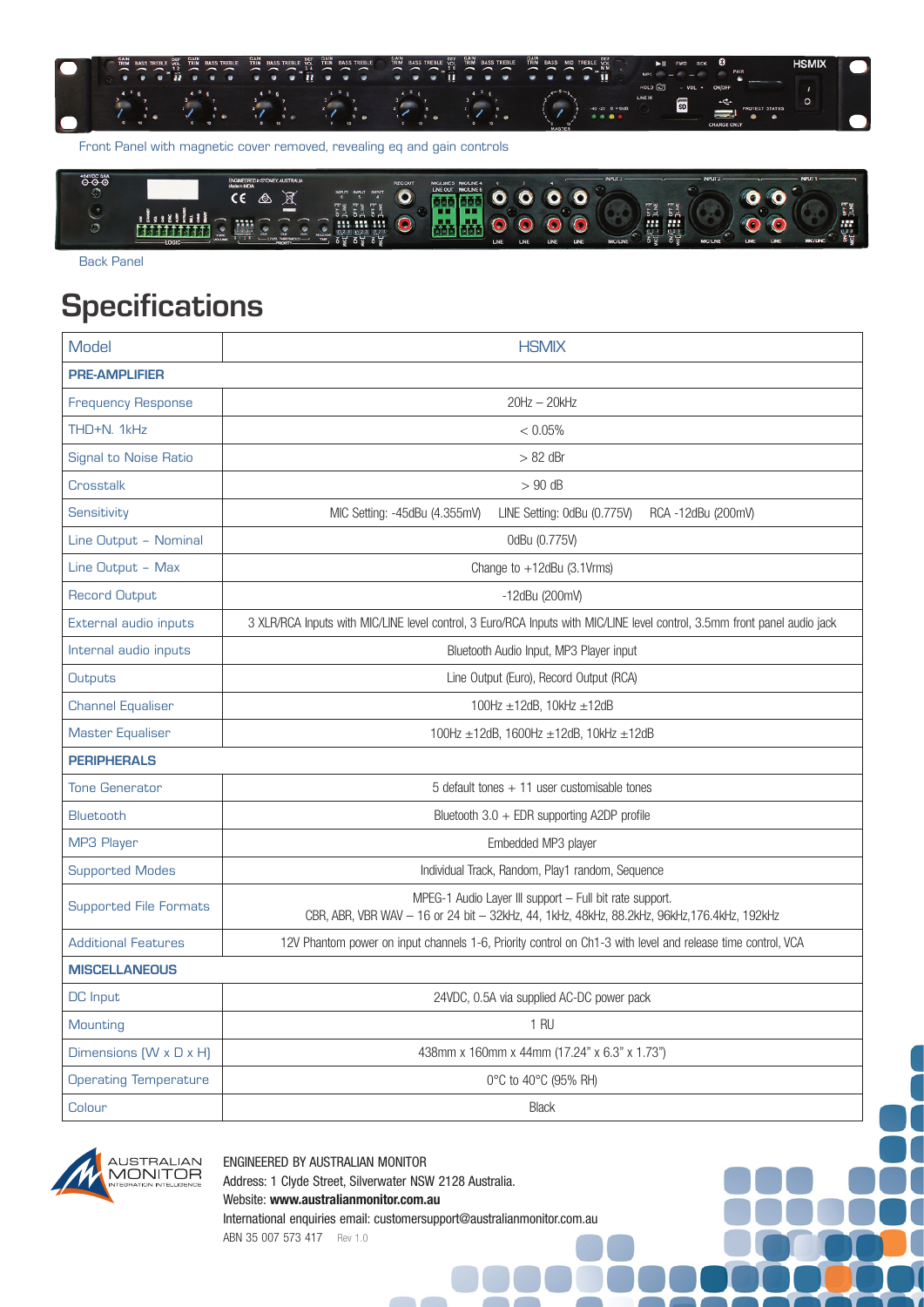Front Panel with magnetic cover removed, revealing eq and gain controls

Back Panel

# Specifications

| Model | HSMIX |
|---|---|
| **PRE-AMPLIFIER** | |
| Frequency Response | 20Hz – 20kHz |
| THD+N. 1kHz | < 0.05% |
| Signal to Noise Ratio | > 82 dBr |
| Crosstalk | > 90 dB |
| Sensitivity | MIC Setting: -45dBu (4.355mV)    LINE Setting: 0dBu (0.775V)    RCA -12dBu (200mV) |
| Line Output – Nominal | 0dBu (0.775V) |
| Line Output – Max | Change to +12dBu (3.1Vrms) |
| Record Output | -12dBu (200mV) |
| External audio inputs | 3 XLR/RCA Inputs with MIC/LINE level control, 3 Euro/RCA Inputs with MIC/LINE level control, 3.5mm front panel audio jack |
| Internal audio inputs | Bluetooth Audio Input, MP3 Player input |
| Outputs | Line Output (Euro), Record Output (RCA) |
| Channel Equaliser | 100Hz ±12dB, 10kHz ±12dB |
| Master Equaliser | 100Hz ±12dB, 1600Hz ±12dB, 10kHz ±12dB |
| **PERIPHERALS** | |
| Tone Generator | 5 default tones + 11 user customisable tones |
| Bluetooth | Bluetooth 3.0 + EDR supporting A2DP profile |
| MP3 Player | Embedded MP3 player |
| Supported Modes | Individual Track, Random, Play1 random, Sequence |
| Supported File Formats | MPEG-1 Audio Layer III support – Full bit rate support.<br>CBR, ABR, VBR WAV – 16 or 24 bit – 32kHz, 44, 1kHz, 48kHz, 88.2kHz, 96kHz,176.4kHz, 192kHz |
| Additional Features | 12V Phantom power on input channels 1-6, Priority control on Ch1-3 with level and release time control, VCA |
| **MISCELLANEOUS** | |
| DC Input | 24VDC, 0.5A via supplied AC-DC power pack |
| Mounting | 1 RU |
| Dimensions (W x D x H) | 438mm x 160mm x 44mm (17.24" x 6.3" x 1.73") |
| Operating Temperature | 0°C to 40°C (95% RH) |
| Colour | Black |

AUSTRALIAN MONITOR
INTEGRATION INTELLIGENCE

ENGINEERED BY AUSTRALIAN MONITOR
Address: 1 Clyde Street, Silverwater NSW 2128 Australia.
Website: **www.australianmonitor.com.au**
International enquiries email: customersupport@australianmonitor.com.au
ABN 35 007 573 417   Rev 1.0